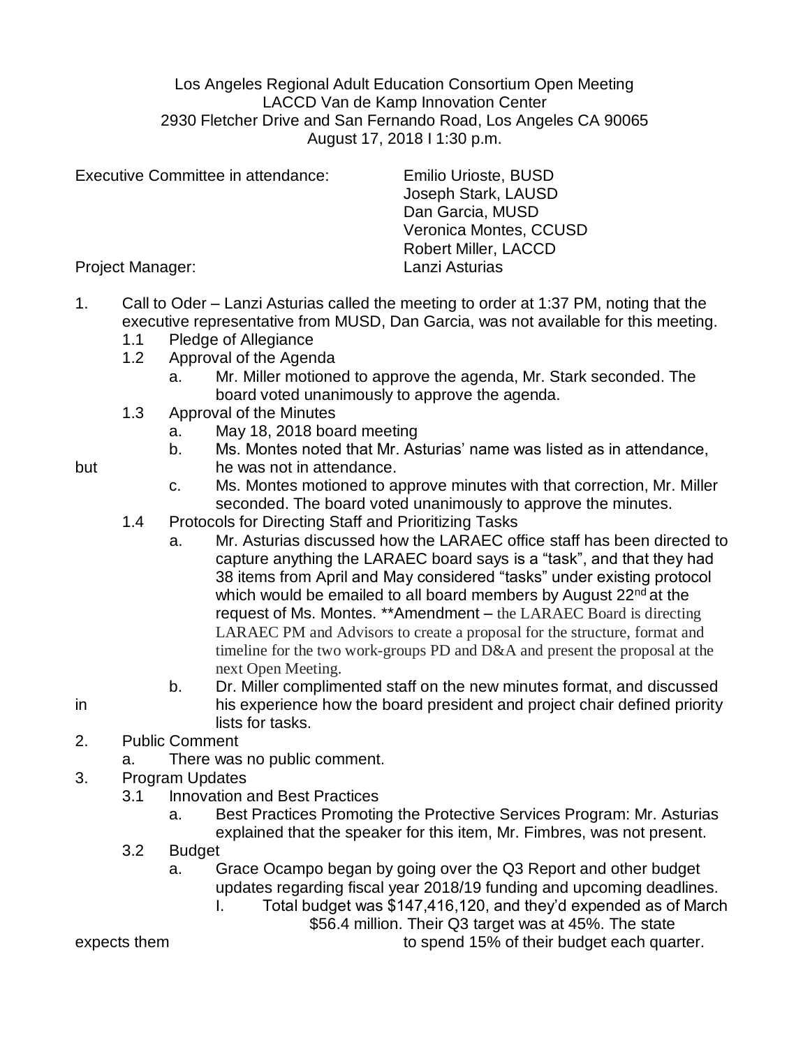Los Angeles Regional Adult Education Consortium Open Meeting
LACCD Van de Kamp Innovation Center
2930 Fletcher Drive and San Fernando Road, Los Angeles CA 90065
August 17, 2018 I 1:30 p.m.

Executive Committee in attendance: Emilio Urioste, BUSD
Joseph Stark, LAUSD
Dan Garcia, MUSD
Veronica Montes, CCUSD
Robert Miller, LACCD

Project Manager: Lanzi Asturias

1. Call to Oder – Lanzi Asturias called the meeting to order at 1:37 PM, noting that the executive representative from MUSD, Dan Garcia, was not available for this meeting.
   1.1 Pledge of Allegiance
   1.2 Approval of the Agenda
      a. Mr. Miller motioned to approve the agenda, Mr. Stark seconded. The board voted unanimously to approve the agenda.
   1.3 Approval of the Minutes
      a. May 18, 2018 board meeting
      b. Ms. Montes noted that Mr. Asturias' name was listed as in attendance, but he was not in attendance.
      c. Ms. Montes motioned to approve minutes with that correction, Mr. Miller seconded. The board voted unanimously to approve the minutes.
   1.4 Protocols for Directing Staff and Prioritizing Tasks
      a. Mr. Asturias discussed how the LARAEC office staff has been directed to capture anything the LARAEC board says is a "task", and that they had 38 items from April and May considered "tasks" under existing protocol which would be emailed to all board members by August 22nd at the request of Ms. Montes. **Amendment – the LARAEC Board is directing LARAEC PM and Advisors to create a proposal for the structure, format and timeline for the two work-groups PD and D&A and present the proposal at the next Open Meeting.
      b. Dr. Miller complimented staff on the new minutes format, and discussed in his experience how the board president and project chair defined priority lists for tasks.
2. Public Comment
   a. There was no public comment.
3. Program Updates
   3.1 Innovation and Best Practices
      a. Best Practices Promoting the Protective Services Program: Mr. Asturias explained that the speaker for this item, Mr. Fimbres, was not present.
   3.2 Budget
      a. Grace Ocampo began by going over the Q3 Report and other budget updates regarding fiscal year 2018/19 funding and upcoming deadlines.
         I. Total budget was $147,416,120, and they'd expended as of March $56.4 million. Their Q3 target was at 45%. The state expects them to spend 15% of their budget each quarter.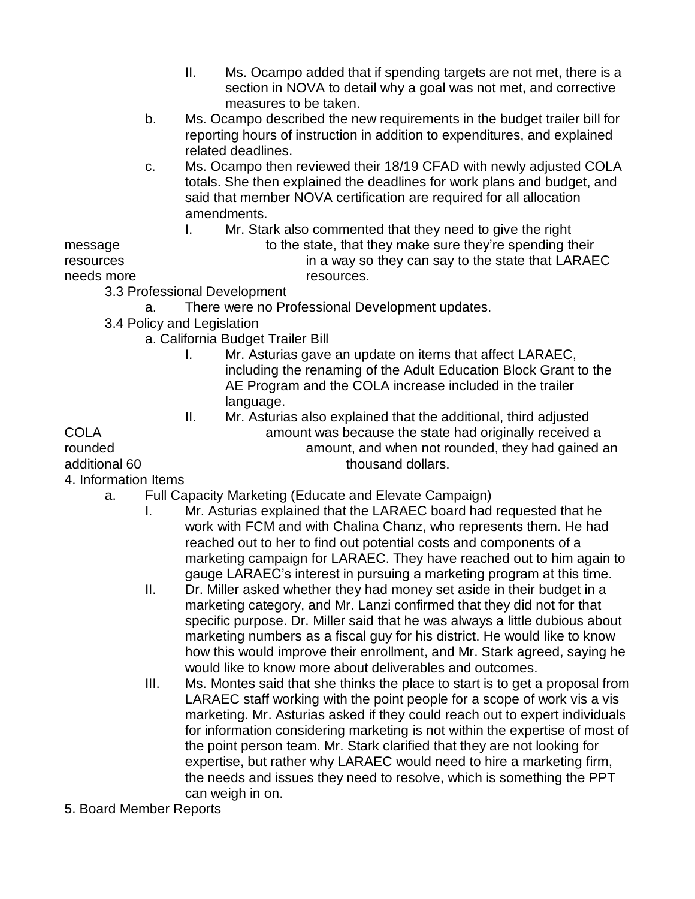- II. Ms. Ocampo added that if spending targets are not met, there is a section in NOVA to detail why a goal was not met, and corrective measures to be taken.
  - b. Ms. Ocampo described the new requirements in the budget trailer bill for reporting hours of instruction in addition to expenditures, and explained related deadlines.
  - c. Ms. Ocampo then reviewed their 18/19 CFAD with newly adjusted COLA totals. She then explained the deadlines for work plans and budget, and said that member NOVA certification are required for all allocation amendments.
    - I. Mr. Stark also commented that they need to give the right message to the state, that they make sure they're spending their resources in a way so they can say to the state that LARAEC needs more resources.

3.3 Professional Development

  - a. There were no Professional Development updates.

3.4 Policy and Legislation

  - a. California Budget Trailer Bill
    - I. Mr. Asturias gave an update on items that affect LARAEC, including the renaming of the Adult Education Block Grant to the AE Program and the COLA increase included in the trailer language.
    - II. Mr. Asturias also explained that the additional, third adjusted COLA amount was because the state had originally received a rounded amount, and when not rounded, they had gained an additional 60 thousand dollars.

4. Information Items

  - a. Full Capacity Marketing (Educate and Elevate Campaign)
    - I. Mr. Asturias explained that the LARAEC board had requested that he work with FCM and with Chalina Chanz, who represents them. He had reached out to her to find out potential costs and components of a marketing campaign for LARAEC. They have reached out to him again to gauge LARAEC's interest in pursuing a marketing program at this time.
    - II. Dr. Miller asked whether they had money set aside in their budget in a marketing category, and Mr. Lanzi confirmed that they did not for that specific purpose. Dr. Miller said that he was always a little dubious about marketing numbers as a fiscal guy for his district. He would like to know how this would improve their enrollment, and Mr. Stark agreed, saying he would like to know more about deliverables and outcomes.
    - III. Ms. Montes said that she thinks the place to start is to get a proposal from LARAEC staff working with the point people for a scope of work vis a vis marketing. Mr. Asturias asked if they could reach out to expert individuals for information considering marketing is not within the expertise of most of the point person team. Mr. Stark clarified that they are not looking for expertise, but rather why LARAEC would need to hire a marketing firm, the needs and issues they need to resolve, which is something the PPT can weigh in on.

5. Board Member Reports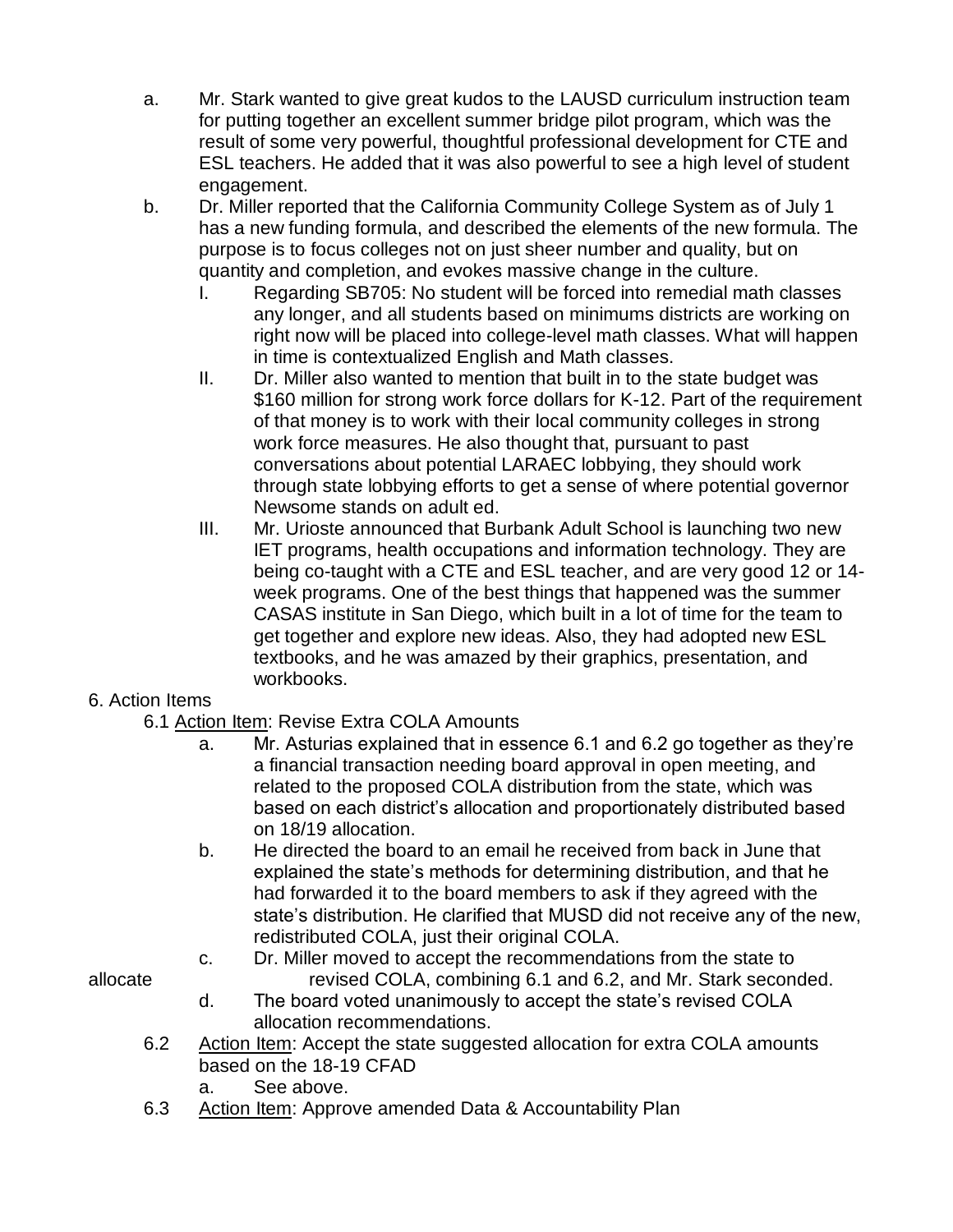a. Mr. Stark wanted to give great kudos to the LAUSD curriculum instruction team for putting together an excellent summer bridge pilot program, which was the result of some very powerful, thoughtful professional development for CTE and ESL teachers. He added that it was also powerful to see a high level of student engagement.

b. Dr. Miller reported that the California Community College System as of July 1 has a new funding formula, and described the elements of the new formula. The purpose is to focus colleges not on just sheer number and quality, but on quantity and completion, and evokes massive change in the culture.

   I. Regarding SB705: No student will be forced into remedial math classes any longer, and all students based on minimums districts are working on right now will be placed into college-level math classes. What will happen in time is contextualized English and Math classes.

   II. Dr. Miller also wanted to mention that built in to the state budget was $160 million for strong work force dollars for K-12. Part of the requirement of that money is to work with their local community colleges in strong work force measures. He also thought that, pursuant to past conversations about potential LARAEC lobbying, they should work through state lobbying efforts to get a sense of where potential governor Newsome stands on adult ed.

   III. Mr. Urioste announced that Burbank Adult School is launching two new IET programs, health occupations and information technology. They are being co-taught with a CTE and ESL teacher, and are very good 12 or 14-week programs. One of the best things that happened was the summer CASAS institute in San Diego, which built in a lot of time for the team to get together and explore new ideas. Also, they had adopted new ESL textbooks, and he was amazed by their graphics, presentation, and workbooks.

6. Action Items

6.1 <u>Action Item</u>: Revise Extra COLA Amounts

a. Mr. Asturias explained that in essence 6.1 and 6.2 go together as they're a financial transaction needing board approval in open meeting, and related to the proposed COLA distribution from the state, which was based on each district's allocation and proportionately distributed based on 18/19 allocation.

b. He directed the board to an email he received from back in June that explained the state's methods for determining distribution, and that he had forwarded it to the board members to ask if they agreed with the state's distribution. He clarified that MUSD did not receive any of the new, redistributed COLA, just their original COLA.

c. Dr. Miller moved to accept the recommendations from the state to allocate revised COLA, combining 6.1 and 6.2, and Mr. Stark seconded.

d. The board voted unanimously to accept the state's revised COLA allocation recommendations.

6.2 <u>Action Item</u>: Accept the state suggested allocation for extra COLA amounts based on the 18-19 CFAD

a. See above.

6.3 <u>Action Item</u>: Approve amended Data & Accountability Plan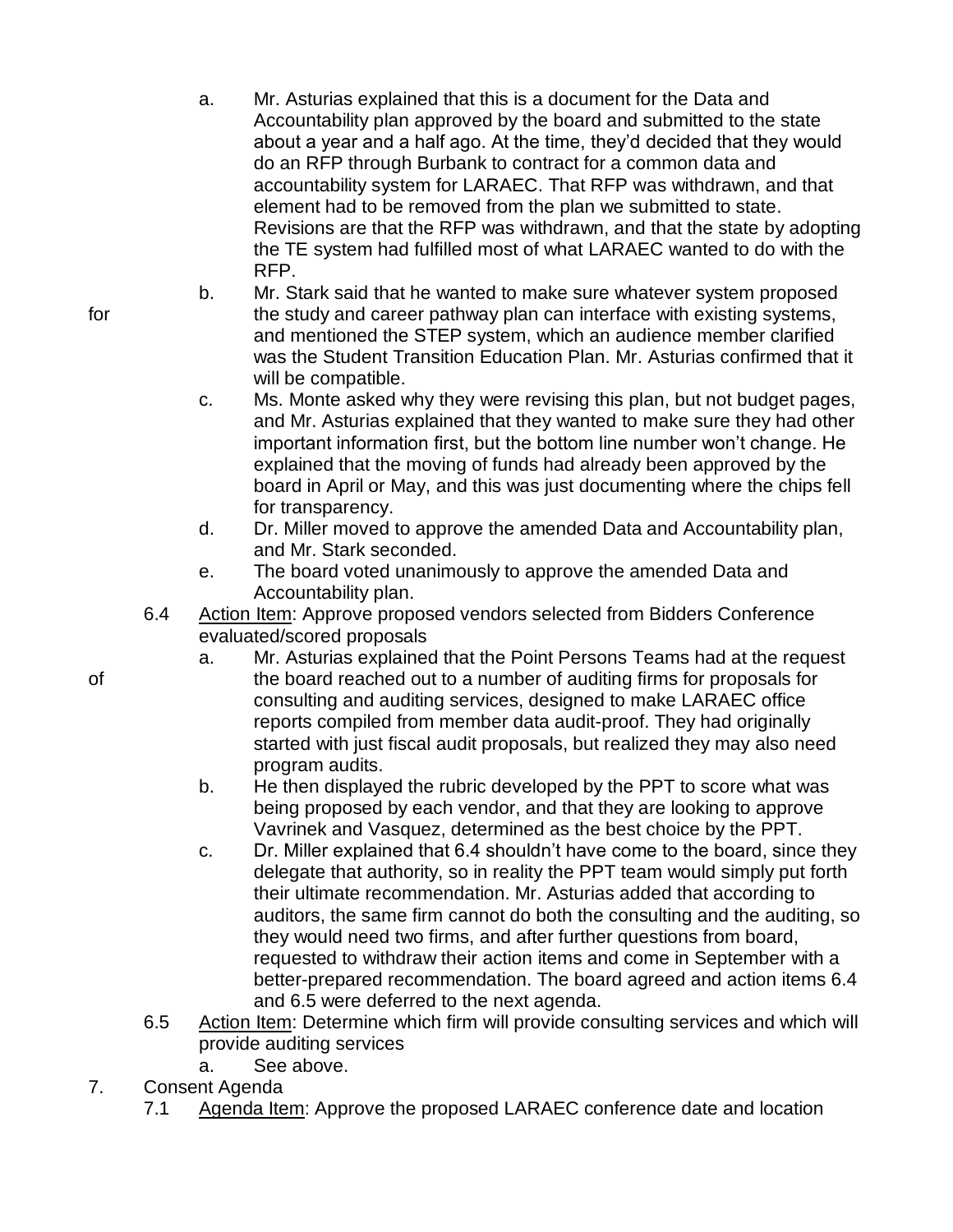a. Mr. Asturias explained that this is a document for the Data and Accountability plan approved by the board and submitted to the state about a year and a half ago. At the time, they'd decided that they would do an RFP through Burbank to contract for a common data and accountability system for LARAEC. That RFP was withdrawn, and that element had to be removed from the plan we submitted to state. Revisions are that the RFP was withdrawn, and that the state by adopting the TE system had fulfilled most of what LARAEC wanted to do with the RFP.

b. Mr. Stark said that he wanted to make sure whatever system proposed for the study and career pathway plan can interface with existing systems, and mentioned the STEP system, which an audience member clarified was the Student Transition Education Plan. Mr. Asturias confirmed that it will be compatible.

c. Ms. Monte asked why they were revising this plan, but not budget pages, and Mr. Asturias explained that they wanted to make sure they had other important information first, but the bottom line number won't change. He explained that the moving of funds had already been approved by the board in April or May, and this was just documenting where the chips fell for transparency.

d. Dr. Miller moved to approve the amended Data and Accountability plan, and Mr. Stark seconded.

e. The board voted unanimously to approve the amended Data and Accountability plan.

6.4 Action Item: Approve proposed vendors selected from Bidders Conference evaluated/scored proposals

a. Mr. Asturias explained that the Point Persons Teams had at the request of the board reached out to a number of auditing firms for proposals for consulting and auditing services, designed to make LARAEC office reports compiled from member data audit-proof. They had originally started with just fiscal audit proposals, but realized they may also need program audits.

b. He then displayed the rubric developed by the PPT to score what was being proposed by each vendor, and that they are looking to approve Vavrinek and Vasquez, determined as the best choice by the PPT.

c. Dr. Miller explained that 6.4 shouldn't have come to the board, since they delegate that authority, so in reality the PPT team would simply put forth their ultimate recommendation. Mr. Asturias added that according to auditors, the same firm cannot do both the consulting and the auditing, so they would need two firms, and after further questions from board, requested to withdraw their action items and come in September with a better-prepared recommendation. The board agreed and action items 6.4 and 6.5 were deferred to the next agenda.

6.5 Action Item: Determine which firm will provide consulting services and which will provide auditing services

a. See above.

7. Consent Agenda

7.1 Agenda Item: Approve the proposed LARAEC conference date and location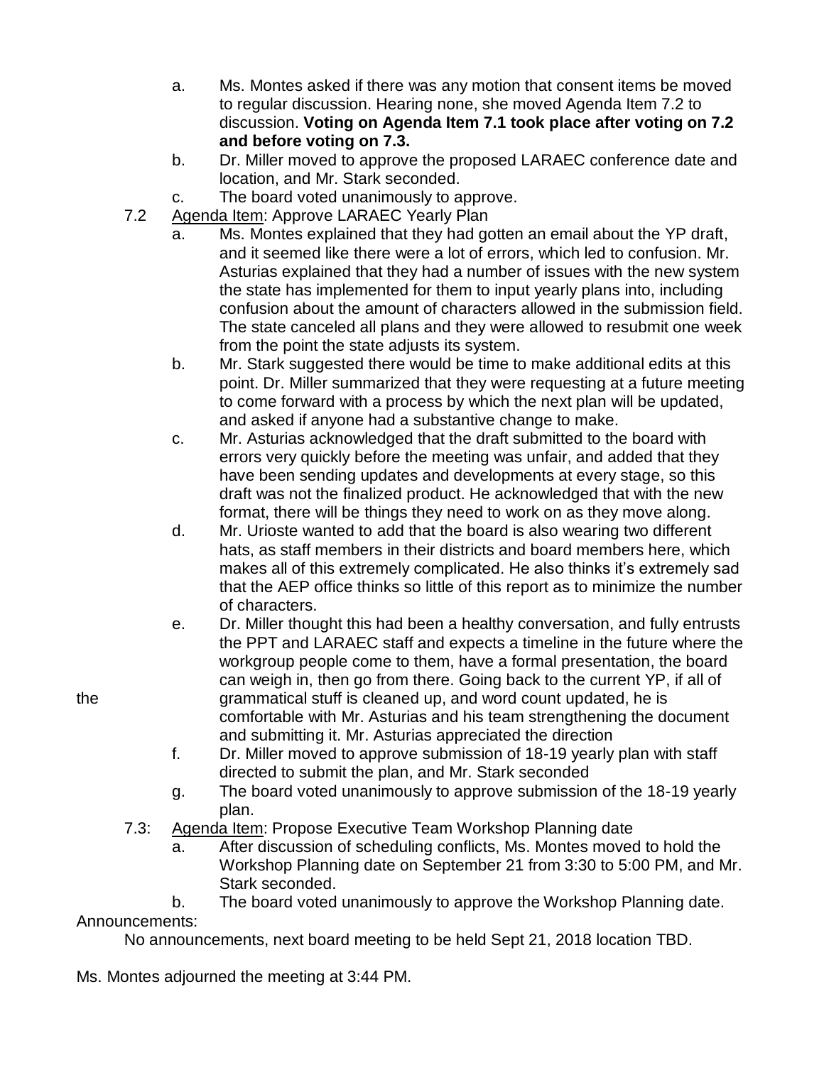a. Ms. Montes asked if there was any motion that consent items be moved to regular discussion. Hearing none, she moved Agenda Item 7.2 to discussion. **Voting on Agenda Item 7.1 took place after voting on 7.2 and before voting on 7.3.**
b. Dr. Miller moved to approve the proposed LARAEC conference date and location, and Mr. Stark seconded.
c. The board voted unanimously to approve.

7.2 Agenda Item: Approve LARAEC Yearly Plan

a. Ms. Montes explained that they had gotten an email about the YP draft, and it seemed like there were a lot of errors, which led to confusion. Mr. Asturias explained that they had a number of issues with the new system the state has implemented for them to input yearly plans into, including confusion about the amount of characters allowed in the submission field. The state canceled all plans and they were allowed to resubmit one week from the point the state adjusts its system.
b. Mr. Stark suggested there would be time to make additional edits at this point. Dr. Miller summarized that they were requesting at a future meeting to come forward with a process by which the next plan will be updated, and asked if anyone had a substantive change to make.
c. Mr. Asturias acknowledged that the draft submitted to the board with errors very quickly before the meeting was unfair, and added that they have been sending updates and developments at every stage, so this draft was not the finalized product. He acknowledged that with the new format, there will be things they need to work on as they move along.
d. Mr. Urioste wanted to add that the board is also wearing two different hats, as staff members in their districts and board members here, which makes all of this extremely complicated. He also thinks it's extremely sad that the AEP office thinks so little of this report as to minimize the number of characters.
e. Dr. Miller thought this had been a healthy conversation, and fully entrusts the PPT and LARAEC staff and expects a timeline in the future where the workgroup people come to them, have a formal presentation, the board can weigh in, then go from there. Going back to the current YP, if all of the grammatical stuff is cleaned up, and word count updated, he is comfortable with Mr. Asturias and his team strengthening the document and submitting it. Mr. Asturias appreciated the direction
f. Dr. Miller moved to approve submission of 18-19 yearly plan with staff directed to submit the plan, and Mr. Stark seconded
g. The board voted unanimously to approve submission of the 18-19 yearly plan.

7.3: Agenda Item: Propose Executive Team Workshop Planning date

a. After discussion of scheduling conflicts, Ms. Montes moved to hold the Workshop Planning date on September 21 from 3:30 to 5:00 PM, and Mr. Stark seconded.
b. The board voted unanimously to approve the Workshop Planning date.

Announcements:

No announcements, next board meeting to be held Sept 21, 2018 location TBD.

Ms. Montes adjourned the meeting at 3:44 PM.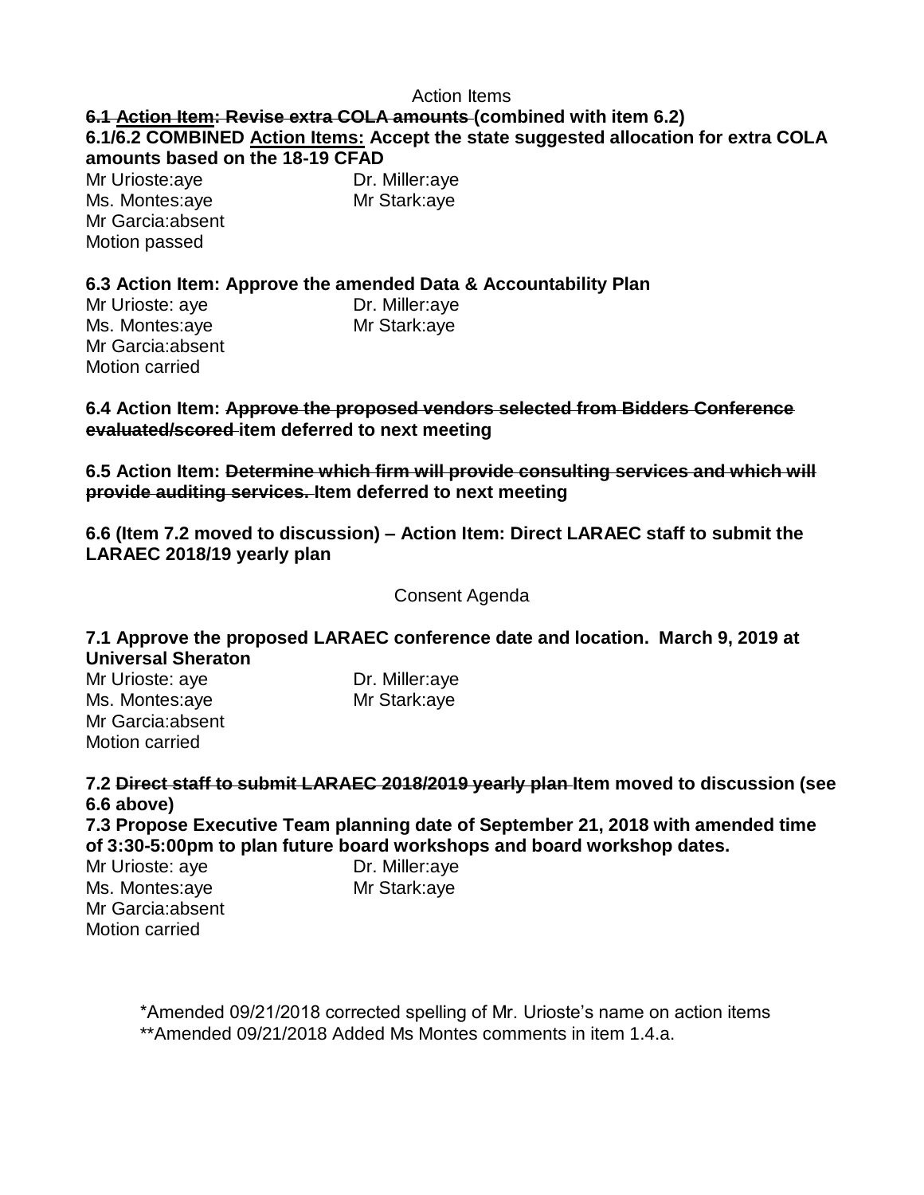Action Items

**~~6.1 Action Item: Revise extra COLA amounts~~ (combined with item 6.2)**

**6.1/6.2 COMBINED Action Items: Accept the state suggested allocation for extra COLA amounts based on the 18-19 CFAD**

Mr Urioste:aye
Dr. Miller:aye
Ms. Montes:aye
Mr Stark:aye
Mr Garcia:absent
Motion passed

**6.3 Action Item: Approve the amended Data & Accountability Plan**

Mr Urioste: aye
Dr. Miller:aye
Ms. Montes:aye
Mr Stark:aye
Mr Garcia:absent
Motion carried

**6.4 Action Item: ~~Approve the proposed vendors selected from Bidders Conference evaluated/scored~~ item deferred to next meeting**

**6.5 Action Item: ~~Determine which firm will provide consulting services and which will provide auditing services.~~ Item deferred to next meeting**

**6.6 (Item 7.2 moved to discussion) – Action Item: Direct LARAEC staff to submit the LARAEC 2018/19 yearly plan**

Consent Agenda

**7.1 Approve the proposed LARAEC conference date and location. March 9, 2019 at Universal Sheraton**

Mr Urioste: aye
Dr. Miller:aye
Ms. Montes:aye
Mr Stark:aye
Mr Garcia:absent
Motion carried

**7.2 ~~Direct staff to submit LARAEC 2018/2019 yearly plan~~ Item moved to discussion (see 6.6 above)**

**7.3 Propose Executive Team planning date of September 21, 2018 with amended time of 3:30-5:00pm to plan future board workshops and board workshop dates.**

Mr Urioste: aye
Dr. Miller:aye
Ms. Montes:aye
Mr Stark:aye
Mr Garcia:absent
Motion carried

*Amended 09/21/2018 corrected spelling of Mr. Urioste's name on action items
**Amended 09/21/2018 Added Ms Montes comments in item 1.4.a.